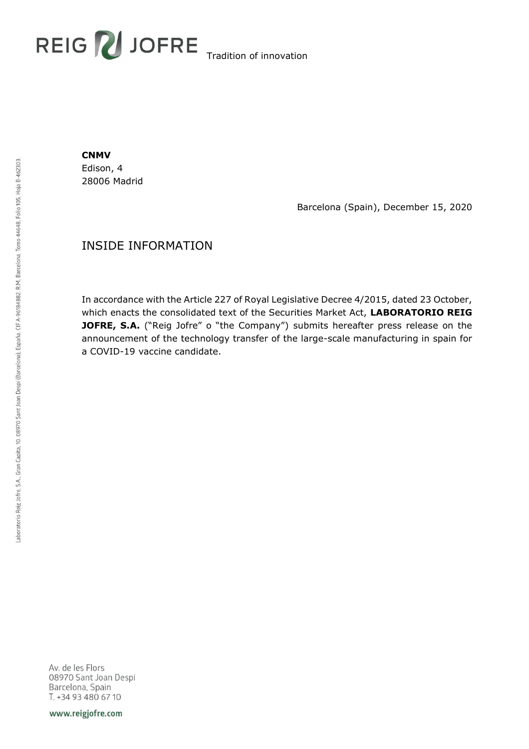**CNMV**
Edison, 4
28006 Madrid

Barcelona (Spain), December 15, 2020

# INSIDE INFORMATION

In accordance with the Article 227 of Royal Legislative Decree 4/2015, dated 23 October, which enacts the consolidated text of the Securities Market Act, **LABORATORIO REIG JOFRE, S.A.** ("Reig Jofre" o "the Company") submits hereafter press release on the announcement of the technology transfer of the large-scale manufacturing in spain for a COVID-19 vaccine candidate.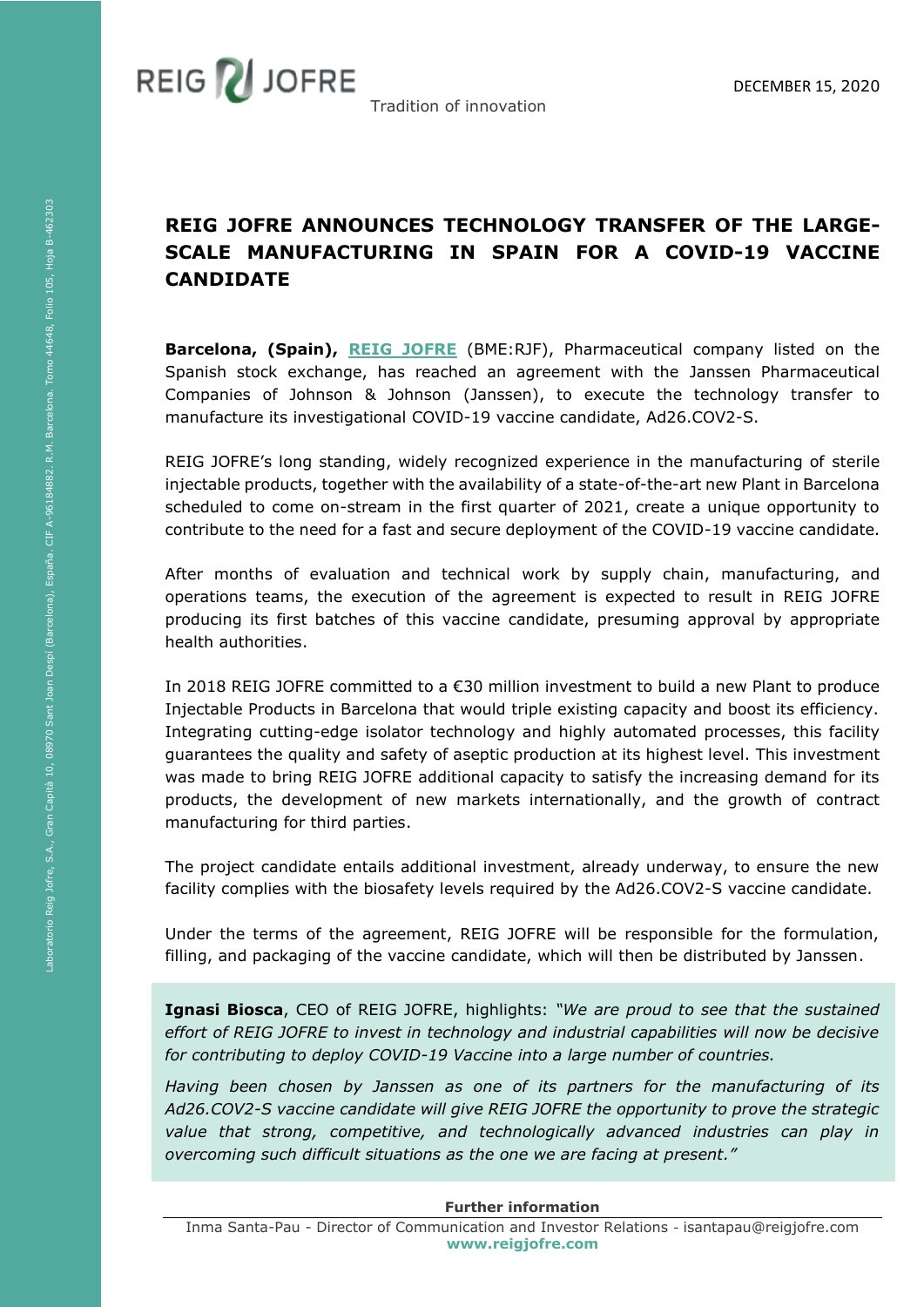REIG JOFRE

Tradition of innovation

DECEMBER 15, 2020

# REIG JOFRE ANNOUNCES TECHNOLOGY TRANSFER OF THE LARGE-SCALE MANUFACTURING IN SPAIN FOR A COVID-19 VACCINE CANDIDATE

**Barcelona, (Spain),** **REIG JOFRE** (BME:RJF), Pharmaceutical company listed on the Spanish stock exchange, has reached an agreement with the Janssen Pharmaceutical Companies of Johnson & Johnson (Janssen), to execute the technology transfer to manufacture its investigational COVID-19 vaccine candidate, Ad26.COV2-S.

REIG JOFRE's long standing, widely recognized experience in the manufacturing of sterile injectable products, together with the availability of a state-of-the-art new Plant in Barcelona scheduled to come on-stream in the first quarter of 2021, create a unique opportunity to contribute to the need for a fast and secure deployment of the COVID-19 vaccine candidate.

After months of evaluation and technical work by supply chain, manufacturing, and operations teams, the execution of the agreement is expected to result in REIG JOFRE producing its first batches of this vaccine candidate, presuming approval by appropriate health authorities.

In 2018 REIG JOFRE committed to a €30 million investment to build a new Plant to produce Injectable Products in Barcelona that would triple existing capacity and boost its efficiency. Integrating cutting-edge isolator technology and highly automated processes, this facility guarantees the quality and safety of aseptic production at its highest level. This investment was made to bring REIG JOFRE additional capacity to satisfy the increasing demand for its products, the development of new markets internationally, and the growth of contract manufacturing for third parties.

The project candidate entails additional investment, already underway, to ensure the new facility complies with the biosafety levels required by the Ad26.COV2-S vaccine candidate.

Under the terms of the agreement, REIG JOFRE will be responsible for the formulation, filling, and packaging of the vaccine candidate, which will then be distributed by Janssen.

**Ignasi Biosca**, CEO of REIG JOFRE, highlights: *"We are proud to see that the sustained effort of REIG JOFRE to invest in technology and industrial capabilities will now be decisive for contributing to deploy COVID-19 Vaccine into a large number of countries.*

*Having been chosen by Janssen as one of its partners for the manufacturing of its Ad26.COV2-S vaccine candidate will give REIG JOFRE the opportunity to prove the strategic value that strong, competitive, and technologically advanced industries can play in overcoming such difficult situations as the one we are facing at present."*

**Further information**

Inma Santa-Pau - Director of Communication and Investor Relations - isantapau@reigjofre.com
**www.reigjofre.com**

Laboratorio Reig Jofre, S.A., Gran Capità 10, 08970 Sant Joan Despí (Barcelona), España. CIF A-96184882. R.M. Barcelona. Tomo 44648, Folio 105, Hoja B-462303